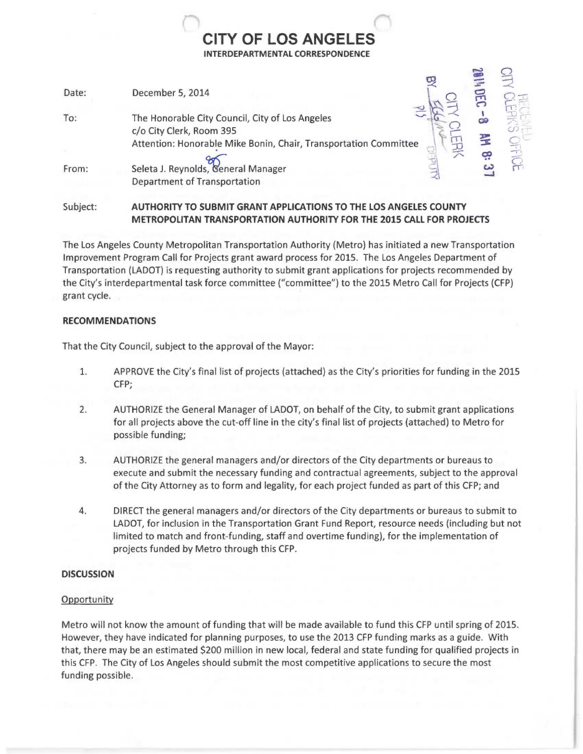# CITY OF LOS ANGELES

**INTERDEPARTMENTAL CORRESPONDENCE**

Date: December 5, 2014

To: The Honorable City Council, City of Los Angeles
c/o City Clerk, Room 395
Attention: Honorable Mike Bonin, Chair, Transportation Committee

From: Seleta J. Reynolds, General Manager
Department of Transportation

Subject: **AUTHORITY TO SUBMIT GRANT APPLICATIONS TO THE LOS ANGELES COUNTY METROPOLITAN TRANSPORTATION AUTHORITY FOR THE 2015 CALL FOR PROJECTS**

The Los Angeles County Metropolitan Transportation Authority (Metro) has initiated a new Transportation Improvement Program Call for Projects grant award process for 2015. The Los Angeles Department of Transportation (LADOT) is requesting authority to submit grant applications for projects recommended by the City's interdepartmental task force committee ("committee") to the 2015 Metro Call for Projects (CFP) grant cycle.

## RECOMMENDATIONS

That the City Council, subject to the approval of the Mayor:

1. APPROVE the City's final list of projects (attached) as the City's priorities for funding in the 2015 CFP;

2. AUTHORIZE the General Manager of LADOT, on behalf of the City, to submit grant applications for all projects above the cut-off line in the city's final list of projects (attached) to Metro for possible funding;

3. AUTHORIZE the general managers and/or directors of the City departments or bureaus to execute and submit the necessary funding and contractual agreements, subject to the approval of the City Attorney as to form and legality, for each project funded as part of this CFP; and

4. DIRECT the general managers and/or directors of the City departments or bureaus to submit to LADOT, for inclusion in the Transportation Grant Fund Report, resource needs (including but not limited to match and front-funding, staff and overtime funding), for the implementation of projects funded by Metro through this CFP.

## DISCUSSION

### Opportunity

Metro will not know the amount of funding that will be made available to fund this CFP until spring of 2015. However, they have indicated for planning purposes, to use the 2013 CFP funding marks as a guide. With that, there may be an estimated $200 million in new local, federal and state funding for qualified projects in this CFP. The City of Los Angeles should submit the most competitive applications to secure the most funding possible.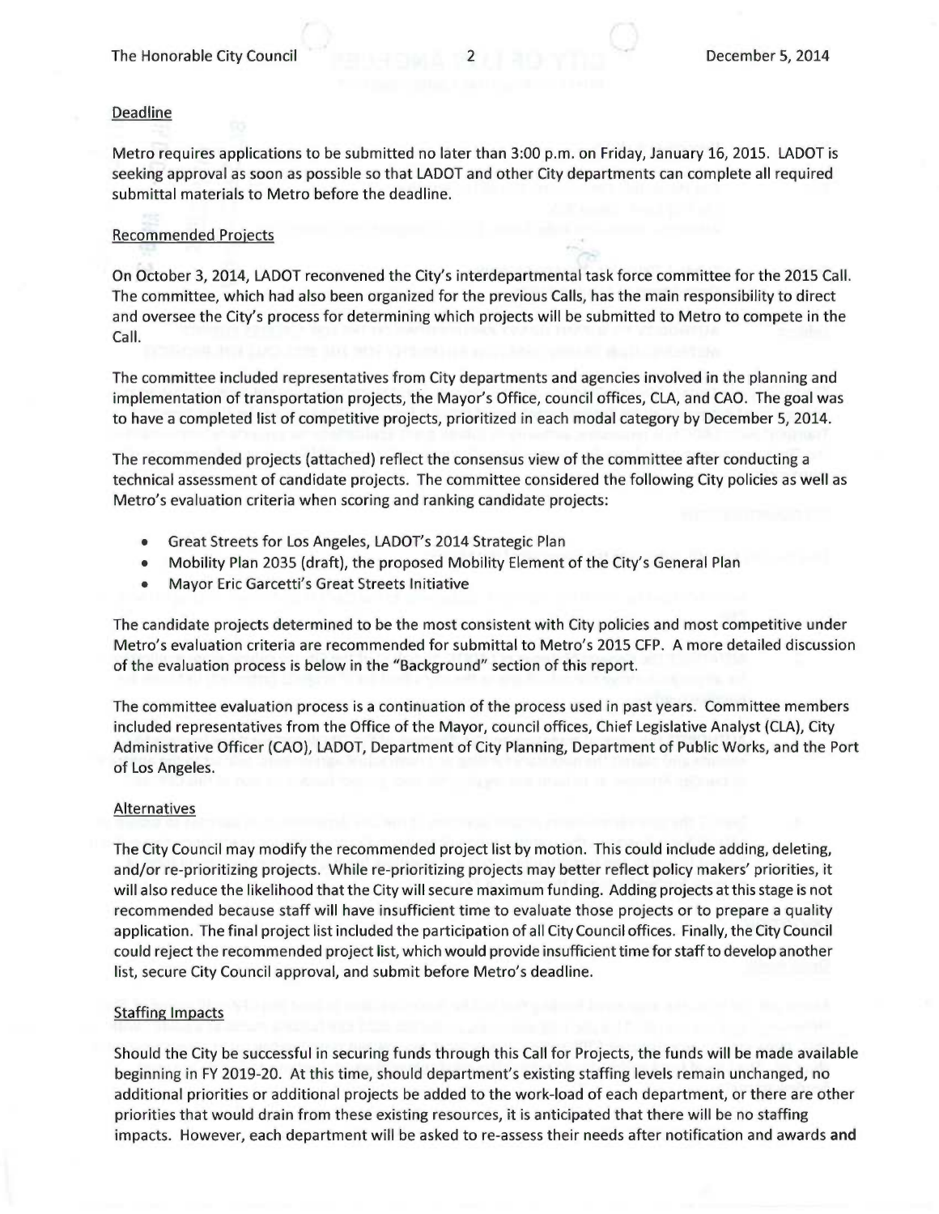## Deadline

Metro requires applications to be submitted no later than 3:00 p.m. on Friday, January 16, 2015. LADOT is seeking approval as soon as possible so that LADOT and other City departments can complete all required submittal materials to Metro before the deadline.

## Recommended Projects

On October 3, 2014, LADOT reconvened the City's interdepartmental task force committee for the 2015 Call. The committee, which had also been organized for the previous Calls, has the main responsibility to direct and oversee the City's process for determining which projects will be submitted to Metro to compete in the Call.

The committee included representatives from City departments and agencies involved in the planning and implementation of transportation projects, the Mayor's Office, council offices, CLA, and CAO. The goal was to have a completed list of competitive projects, prioritized in each modal category by December 5, 2014.

The recommended projects (attached) reflect the consensus view of the committee after conducting a technical assessment of candidate projects. The committee considered the following City policies as well as Metro's evaluation criteria when scoring and ranking candidate projects:

- Great Streets for Los Angeles, LADOT's 2014 Strategic Plan
- Mobility Plan 2035 (draft), the proposed Mobility Element of the City's General Plan
- Mayor Eric Garcetti's Great Streets Initiative

The candidate projects determined to be the most consistent with City policies and most competitive under Metro's evaluation criteria are recommended for submittal to Metro's 2015 CFP. A more detailed discussion of the evaluation process is below in the "Background" section of this report.

The committee evaluation process is a continuation of the process used in past years. Committee members included representatives from the Office of the Mayor, council offices, Chief Legislative Analyst (CLA), City Administrative Officer (CAO), LADOT, Department of City Planning, Department of Public Works, and the Port of Los Angeles.

## Alternatives

The City Council may modify the recommended project list by motion. This could include adding, deleting, and/or re-prioritizing projects. While re-prioritizing projects may better reflect policy makers' priorities, it will also reduce the likelihood that the City will secure maximum funding. Adding projects at this stage is not recommended because staff will have insufficient time to evaluate those projects or to prepare a quality application. The final project list included the participation of all City Council offices. Finally, the City Council could reject the recommended project list, which would provide insufficient time for staff to develop another list, secure City Council approval, and submit before Metro's deadline.

## Staffing Impacts

Should the City be successful in securing funds through this Call for Projects, the funds will be made available beginning in FY 2019-20. At this time, should department's existing staffing levels remain unchanged, no additional priorities or additional projects be added to the work-load of each department, or there are other priorities that would drain from these existing resources, it is anticipated that there will be no staffing impacts. However, each department will be asked to re-assess their needs after notification and awards **and**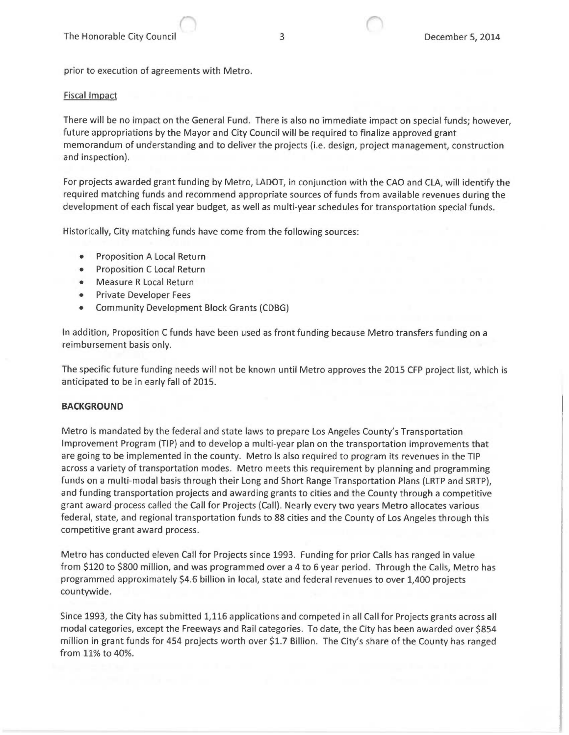prior to execution of agreements with Metro.

<u>Fiscal Impact</u>

There will be no impact on the General Fund. There is also no immediate impact on special funds; however, future appropriations by the Mayor and City Council will be required to finalize approved grant memorandum of understanding and to deliver the projects (i.e. design, project management, construction and inspection).

For projects awarded grant funding by Metro, LADOT, in conjunction with the CAO and CLA, will identify the required matching funds and recommend appropriate sources of funds from available revenues during the development of each fiscal year budget, as well as multi-year schedules for transportation special funds.

Historically, City matching funds have come from the following sources:

- Proposition A Local Return
- Proposition C Local Return
- Measure R Local Return
- Private Developer Fees
- Community Development Block Grants (CDBG)

In addition, Proposition C funds have been used as front funding because Metro transfers funding on a reimbursement basis only.

The specific future funding needs will not be known until Metro approves the 2015 CFP project list, which is anticipated to be in early fall of 2015.

**BACKGROUND**

Metro is mandated by the federal and state laws to prepare Los Angeles County's Transportation Improvement Program (TIP) and to develop a multi-year plan on the transportation improvements that are going to be implemented in the county. Metro is also required to program its revenues in the TIP across a variety of transportation modes. Metro meets this requirement by planning and programming funds on a multi-modal basis through their Long and Short Range Transportation Plans (LRTP and SRTP), and funding transportation projects and awarding grants to cities and the County through a competitive grant award process called the Call for Projects (Call). Nearly every two years Metro allocates various federal, state, and regional transportation funds to 88 cities and the County of Los Angeles through this competitive grant award process.

Metro has conducted eleven Call for Projects since 1993. Funding for prior Calls has ranged in value from $120 to $800 million, and was programmed over a 4 to 6 year period. Through the Calls, Metro has programmed approximately $4.6 billion in local, state and federal revenues to over 1,400 projects countywide.

Since 1993, the City has submitted 1,116 applications and competed in all Call for Projects grants across all modal categories, except the Freeways and Rail categories. To date, the City has been awarded over $854 million in grant funds for 454 projects worth over $1.7 Billion. The City's share of the County has ranged from 11% to 40%.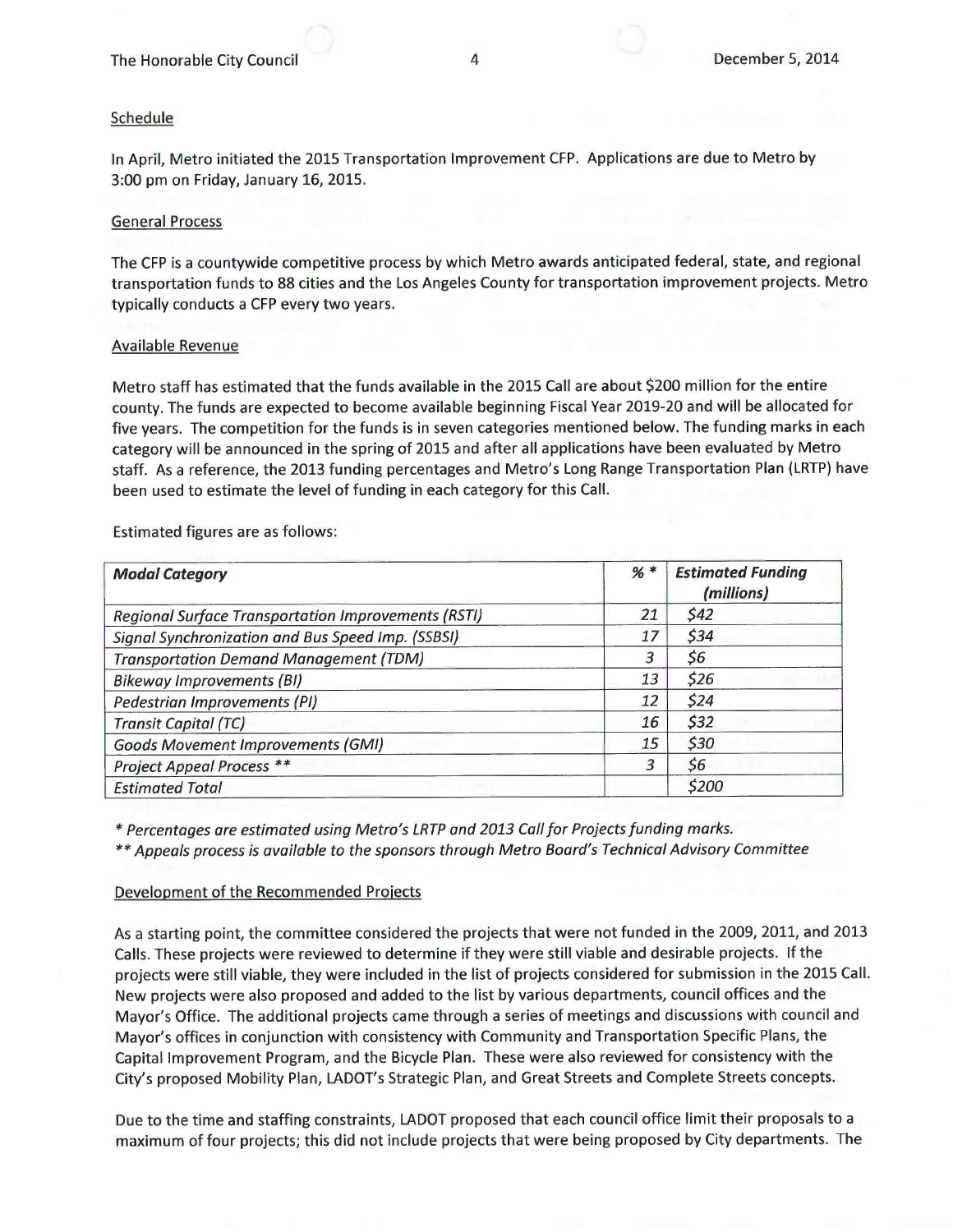Schedule

In April, Metro initiated the 2015 Transportation Improvement CFP. Applications are due to Metro by 3:00 pm on Friday, January 16, 2015.

General Process

The CFP is a countywide competitive process by which Metro awards anticipated federal, state, and regional transportation funds to 88 cities and the Los Angeles County for transportation improvement projects. Metro typically conducts a CFP every two years.

Available Revenue

Metro staff has estimated that the funds available in the 2015 Call are about $200 million for the entire county. The funds are expected to become available beginning Fiscal Year 2019-20 and will be allocated for five years. The competition for the funds is in seven categories mentioned below. The funding marks in each category will be announced in the spring of 2015 and after all applications have been evaluated by Metro staff. As a reference, the 2013 funding percentages and Metro's Long Range Transportation Plan (LRTP) have been used to estimate the level of funding in each category for this Call.

Estimated figures are as follows:

| ***Modal Category*** | ***% **** | ***Estimated Funding (millions)*** |
|---|---|---|
| *Regional Surface Transportation Improvements (RSTI)* | *21* | *$42* |
| *Signal Synchronization and Bus Speed Imp. (SSBSI)* | *17* | *$34* |
| *Transportation Demand Management (TDM)* | *3* | *$6* |
| *Bikeway Improvements (BI)* | *13* | *$26* |
| *Pedestrian Improvements (PI)* | *12* | *$24* |
| *Transit Capital (TC)* | *16* | *$32* |
| *Goods Movement Improvements (GMI)* | *15* | *$30* |
| *Project Appeal Process *** | *3* | *$6* |
| *Estimated Total* | | *$200* |

*\* Percentages are estimated using Metro's LRTP and 2013 Call for Projects funding marks.*

*\*\* Appeals process is available to the sponsors through Metro Board's Technical Advisory Committee*

Development of the Recommended Projects

As a starting point, the committee considered the projects that were not funded in the 2009, 2011, and 2013 Calls. These projects were reviewed to determine if they were still viable and desirable projects. If the projects were still viable, they were included in the list of projects considered for submission in the 2015 Call. New projects were also proposed and added to the list by various departments, council offices and the Mayor's Office. The additional projects came through a series of meetings and discussions with council and Mayor's offices in conjunction with consistency with Community and Transportation Specific Plans, the Capital Improvement Program, and the Bicycle Plan. These were also reviewed for consistency with the City's proposed Mobility Plan, LADOT's Strategic Plan, and Great Streets and Complete Streets concepts.

Due to the time and staffing constraints, LADOT proposed that each council office limit their proposals to a maximum of four projects; this did not include projects that were being proposed by City departments. The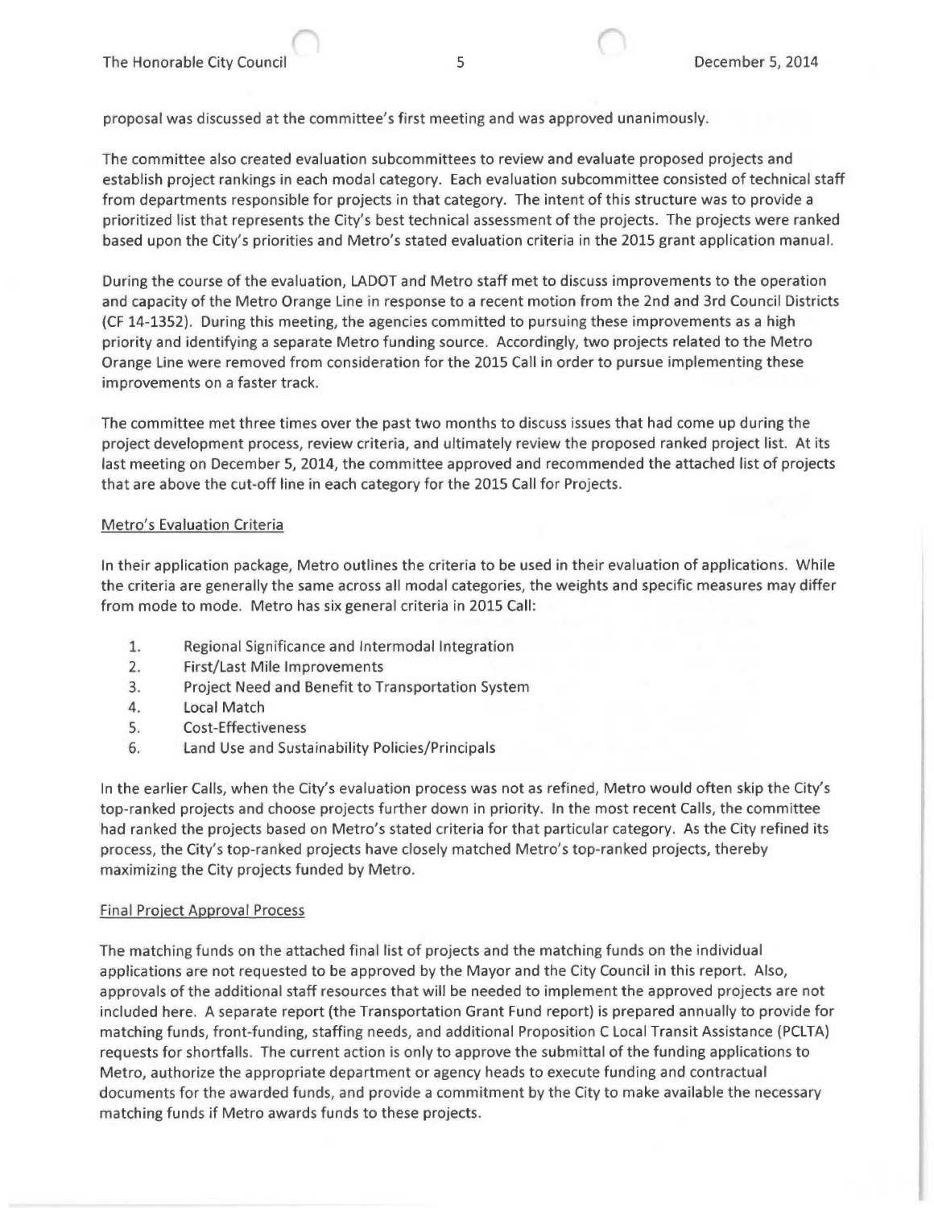proposal was discussed at the committee's first meeting and was approved unanimously.

The committee also created evaluation subcommittees to review and evaluate proposed projects and establish project rankings in each modal category. Each evaluation subcommittee consisted of technical staff from departments responsible for projects in that category. The intent of this structure was to provide a prioritized list that represents the City's best technical assessment of the projects. The projects were ranked based upon the City's priorities and Metro's stated evaluation criteria in the 2015 grant application manual.

During the course of the evaluation, LADOT and Metro staff met to discuss improvements to the operation and capacity of the Metro Orange Line in response to a recent motion from the 2nd and 3rd Council Districts (CF 14-1352). During this meeting, the agencies committed to pursuing these improvements as a high priority and identifying a separate Metro funding source. Accordingly, two projects related to the Metro Orange Line were removed from consideration for the 2015 Call in order to pursue implementing these improvements on a faster track.

The committee met three times over the past two months to discuss issues that had come up during the project development process, review criteria, and ultimately review the proposed ranked project list. At its last meeting on December 5, 2014, the committee approved and recommended the attached list of projects that are above the cut-off line in each category for the 2015 Call for Projects.

Metro's Evaluation Criteria

In their application package, Metro outlines the criteria to be used in their evaluation of applications. While the criteria are generally the same across all modal categories, the weights and specific measures may differ from mode to mode. Metro has six general criteria in 2015 Call:

1. Regional Significance and Intermodal Integration
2. First/Last Mile Improvements
3. Project Need and Benefit to Transportation System
4. Local Match
5. Cost-Effectiveness
6. Land Use and Sustainability Policies/Principals

In the earlier Calls, when the City's evaluation process was not as refined, Metro would often skip the City's top-ranked projects and choose projects further down in priority. In the most recent Calls, the committee had ranked the projects based on Metro's stated criteria for that particular category. As the City refined its process, the City's top-ranked projects have closely matched Metro's top-ranked projects, thereby maximizing the City projects funded by Metro.

Final Project Approval Process

The matching funds on the attached final list of projects and the matching funds on the individual applications are not requested to be approved by the Mayor and the City Council in this report. Also, approvals of the additional staff resources that will be needed to implement the approved projects are not included here. A separate report (the Transportation Grant Fund report) is prepared annually to provide for matching funds, front-funding, staffing needs, and additional Proposition C Local Transit Assistance (PCLTA) requests for shortfalls. The current action is only to approve the submittal of the funding applications to Metro, authorize the appropriate department or agency heads to execute funding and contractual documents for the awarded funds, and provide a commitment by the City to make available the necessary matching funds if Metro awards funds to these projects.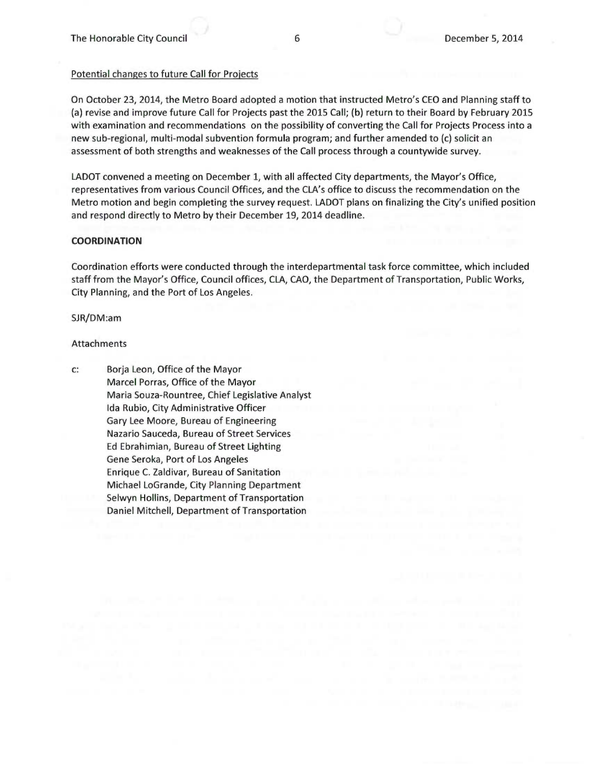Potential changes to future Call for Projects

On October 23, 2014, the Metro Board adopted a motion that instructed Metro's CEO and Planning staff to (a) revise and improve future Call for Projects past the 2015 Call; (b) return to their Board by February 2015 with examination and recommendations on the possibility of converting the Call for Projects Process into a new sub-regional, multi-modal subvention formula program; and further amended to (c) solicit an assessment of both strengths and weaknesses of the Call process through a countywide survey.

LADOT convened a meeting on December 1, with all affected City departments, the Mayor's Office, representatives from various Council Offices, and the CLA's office to discuss the recommendation on the Metro motion and begin completing the survey request. LADOT plans on finalizing the City's unified position and respond directly to Metro by their December 19, 2014 deadline.

**COORDINATION**

Coordination efforts were conducted through the interdepartmental task force committee, which included staff from the Mayor's Office, Council offices, CLA, CAO, the Department of Transportation, Public Works, City Planning, and the Port of Los Angeles.

SJR/DM:am

Attachments

c: Borja Leon, Office of the Mayor
Marcel Porras, Office of the Mayor
Maria Souza-Rountree, Chief Legislative Analyst
Ida Rubio, City Administrative Officer
Gary Lee Moore, Bureau of Engineering
Nazario Sauceda, Bureau of Street Services
Ed Ebrahimian, Bureau of Street Lighting
Gene Seroka, Port of Los Angeles
Enrique C. Zaldivar, Bureau of Sanitation
Michael LoGrande, City Planning Department
Selwyn Hollins, Department of Transportation
Daniel Mitchell, Department of Transportation